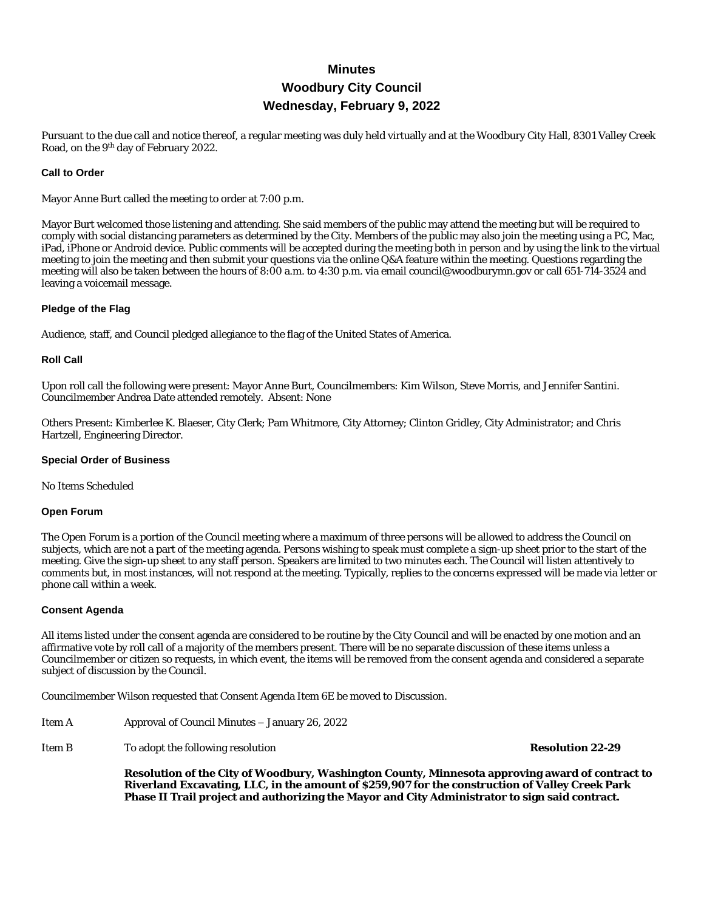# Minutes
# Woodbury City Council
# Wednesday, February 9, 2022

Pursuant to the due call and notice thereof, a regular meeting was duly held virtually and at the Woodbury City Hall, 8301 Valley Creek Road, on the 9th day of February 2022.

### Call to Order

Mayor Anne Burt called the meeting to order at 7:00 p.m.

Mayor Burt welcomed those listening and attending. She said members of the public may attend the meeting but will be required to comply with social distancing parameters as determined by the City. Members of the public may also join the meeting using a PC, Mac, iPad, iPhone or Android device. Public comments will be accepted during the meeting both in person and by using the link to the virtual meeting to join the meeting and then submit your questions via the online Q&A feature within the meeting. Questions regarding the meeting will also be taken between the hours of 8:00 a.m. to 4:30 p.m. via email council@woodburymn.gov or call 651-714-3524 and leaving a voicemail message.

### Pledge of the Flag

Audience, staff, and Council pledged allegiance to the flag of the United States of America.

### Roll Call

Upon roll call the following were present: Mayor Anne Burt, Councilmembers: Kim Wilson, Steve Morris, and Jennifer Santini. Councilmember Andrea Date attended remotely. Absent: None

Others Present: Kimberlee K. Blaeser, City Clerk; Pam Whitmore, City Attorney; Clinton Gridley, City Administrator; and Chris Hartzell, Engineering Director.

### Special Order of Business

No Items Scheduled

### Open Forum

The Open Forum is a portion of the Council meeting where a maximum of three persons will be allowed to address the Council on subjects, which are not a part of the meeting agenda. Persons wishing to speak must complete a sign-up sheet prior to the start of the meeting. Give the sign-up sheet to any staff person. Speakers are limited to two minutes each. The Council will listen attentively to comments but, in most instances, will not respond at the meeting. Typically, replies to the concerns expressed will be made via letter or phone call within a week.

### Consent Agenda

All items listed under the consent agenda are considered to be routine by the City Council and will be enacted by one motion and an affirmative vote by roll call of a majority of the members present. There will be no separate discussion of these items unless a Councilmember or citizen so requests, in which event, the items will be removed from the consent agenda and considered a separate subject of discussion by the Council.

Councilmember Wilson requested that Consent Agenda Item 6E be moved to Discussion.

Item A Approval of Council Minutes – January 26, 2022

Item B To adopt the following resolution **Resolution 22-29**

**Resolution of the City of Woodbury, Washington County, Minnesota approving award of contract to Riverland Excavating, LLC, in the amount of $259,907 for the construction of Valley Creek Park Phase II Trail project and authorizing the Mayor and City Administrator to sign said contract.**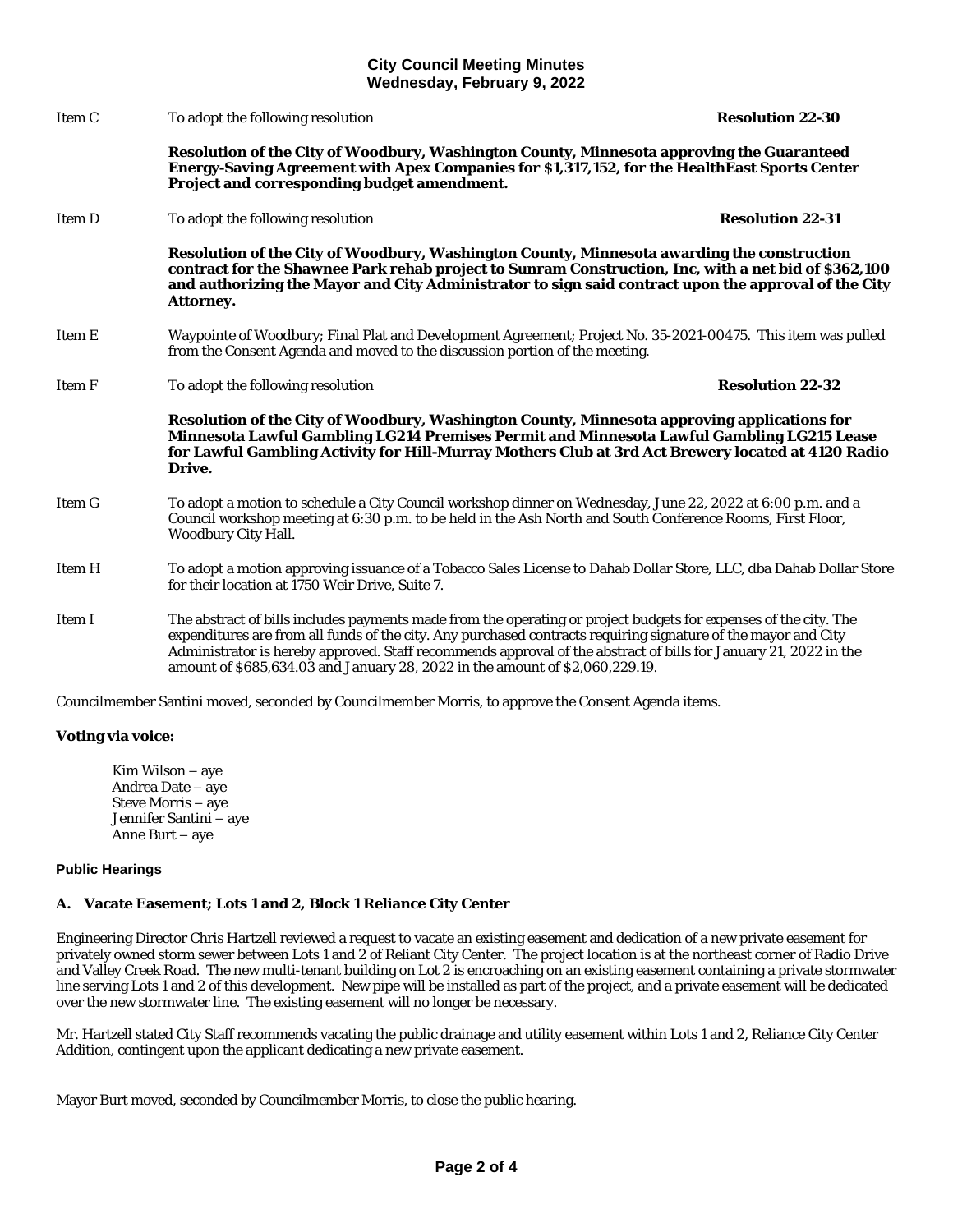Item C To adopt the following resolution **Resolution 22-30**

**Resolution of the City of Woodbury, Washington County, Minnesota approving the Guaranteed Energy-Saving Agreement with Apex Companies for $1,317,152, for the HealthEast Sports Center Project and corresponding budget amendment.**

Item D To adopt the following resolution **Resolution 22-31**

**Resolution of the City of Woodbury, Washington County, Minnesota awarding the construction contract for the Shawnee Park rehab project to Sunram Construction, Inc, with a net bid of $362,100 and authorizing the Mayor and City Administrator to sign said contract upon the approval of the City Attorney.**

Item E Waypointe of Woodbury; Final Plat and Development Agreement; Project No. 35-2021-00475. This item was pulled from the Consent Agenda and moved to the discussion portion of the meeting.

Item F To adopt the following resolution **Resolution 22-32**

**Resolution of the City of Woodbury, Washington County, Minnesota approving applications for Minnesota Lawful Gambling LG214 Premises Permit and Minnesota Lawful Gambling LG215 Lease for Lawful Gambling Activity for Hill-Murray Mothers Club at 3rd Act Brewery located at 4120 Radio Drive.**

Item G To adopt a motion to schedule a City Council workshop dinner on Wednesday, June 22, 2022 at 6:00 p.m. and a Council workshop meeting at 6:30 p.m. to be held in the Ash North and South Conference Rooms, First Floor, Woodbury City Hall.

Item H To adopt a motion approving issuance of a Tobacco Sales License to Dahab Dollar Store, LLC, dba Dahab Dollar Store for their location at 1750 Weir Drive, Suite 7.

Item I The abstract of bills includes payments made from the operating or project budgets for expenses of the city. The expenditures are from all funds of the city. Any purchased contracts requiring signature of the mayor and City Administrator is hereby approved. Staff recommends approval of the abstract of bills for January 21, 2022 in the amount of $685,634.03 and January 28, 2022 in the amount of $2,060,229.19.

Councilmember Santini moved, seconded by Councilmember Morris, to approve the Consent Agenda items.

**Voting via voice:**

Kim Wilson – aye
Andrea Date – aye
Steve Morris – aye
Jennifer Santini – aye
Anne Burt – aye

### Public Hearings

**A. Vacate Easement; Lots 1 and 2, Block 1 Reliance City Center**

Engineering Director Chris Hartzell reviewed a request to vacate an existing easement and dedication of a new private easement for privately owned storm sewer between Lots 1 and 2 of Reliant City Center. The project location is at the northeast corner of Radio Drive and Valley Creek Road. The new multi-tenant building on Lot 2 is encroaching on an existing easement containing a private stormwater line serving Lots 1 and 2 of this development. New pipe will be installed as part of the project, and a private easement will be dedicated over the new stormwater line. The existing easement will no longer be necessary.

Mr. Hartzell stated City Staff recommends vacating the public drainage and utility easement within Lots 1 and 2, Reliance City Center Addition, contingent upon the applicant dedicating a new private easement.

Mayor Burt moved, seconded by Councilmember Morris, to close the public hearing.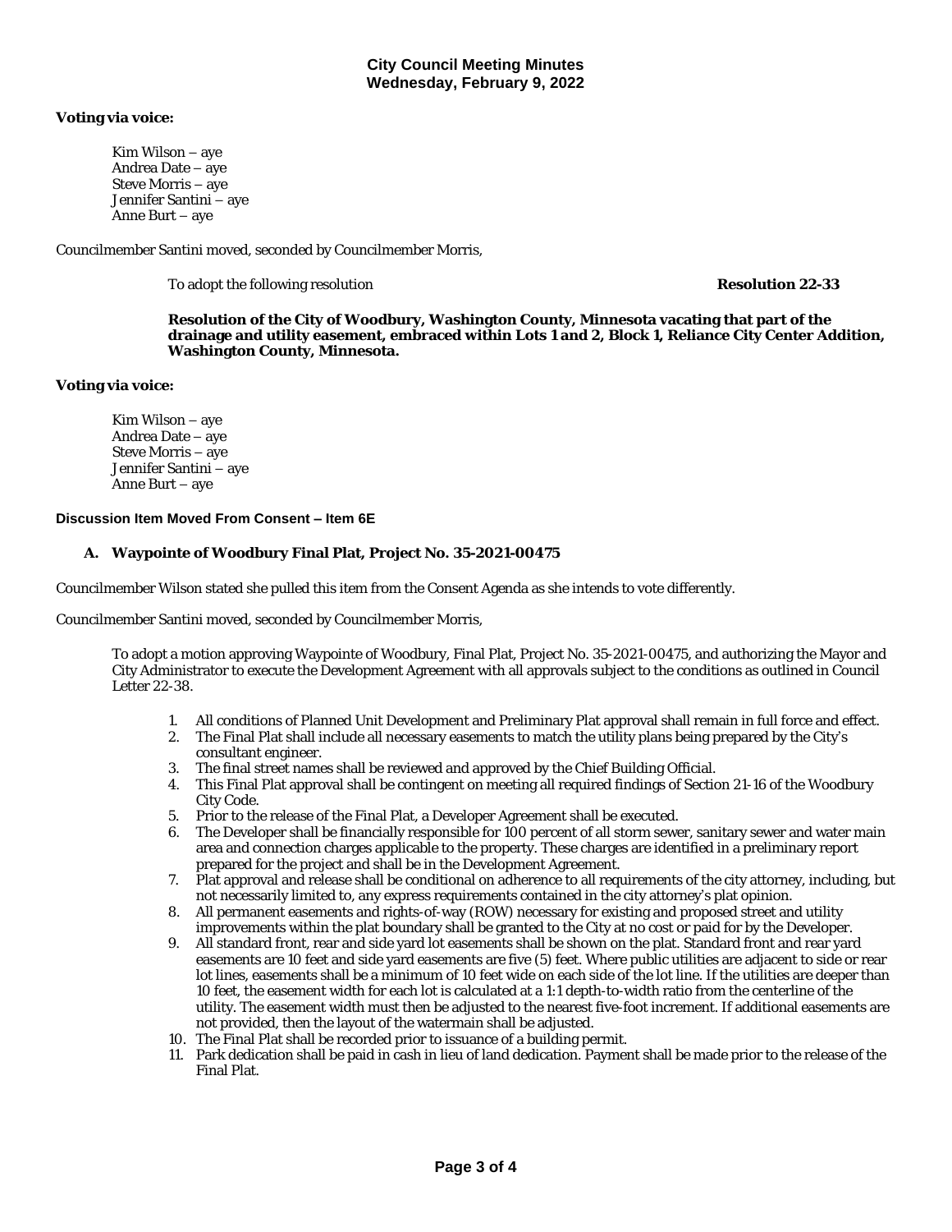**Voting via voice:**

Kim Wilson – aye
Andrea Date – aye
Steve Morris – aye
Jennifer Santini – aye
Anne Burt – aye

Councilmember Santini moved, seconded by Councilmember Morris,

To adopt the following resolution **Resolution 22-33**

**Resolution of the City of Woodbury, Washington County, Minnesota vacating that part of the drainage and utility easement, embraced within Lots 1 and 2, Block 1, Reliance City Center Addition, Washington County, Minnesota.**

**Voting via voice:**

Kim Wilson – aye
Andrea Date – aye
Steve Morris – aye
Jennifer Santini – aye
Anne Burt – aye

**Discussion Item Moved From Consent – Item 6E**

**A. Waypointe of Woodbury Final Plat, Project No. 35-2021-00475**

Councilmember Wilson stated she pulled this item from the Consent Agenda as she intends to vote differently.

Councilmember Santini moved, seconded by Councilmember Morris,

To adopt a motion approving Waypointe of Woodbury, Final Plat, Project No. 35-2021-00475, and authorizing the Mayor and City Administrator to execute the Development Agreement with all approvals subject to the conditions as outlined in Council Letter 22-38.

1. All conditions of Planned Unit Development and Preliminary Plat approval shall remain in full force and effect.
2. The Final Plat shall include all necessary easements to match the utility plans being prepared by the City's consultant engineer.
3. The final street names shall be reviewed and approved by the Chief Building Official.
4. This Final Plat approval shall be contingent on meeting all required findings of Section 21-16 of the Woodbury City Code.
5. Prior to the release of the Final Plat, a Developer Agreement shall be executed.
6. The Developer shall be financially responsible for 100 percent of all storm sewer, sanitary sewer and water main area and connection charges applicable to the property. These charges are identified in a preliminary report prepared for the project and shall be in the Development Agreement.
7. Plat approval and release shall be conditional on adherence to all requirements of the city attorney, including, but not necessarily limited to, any express requirements contained in the city attorney's plat opinion.
8. All permanent easements and rights-of-way (ROW) necessary for existing and proposed street and utility improvements within the plat boundary shall be granted to the City at no cost or paid for by the Developer.
9. All standard front, rear and side yard lot easements shall be shown on the plat. Standard front and rear yard easements are 10 feet and side yard easements are five (5) feet. Where public utilities are adjacent to side or rear lot lines, easements shall be a minimum of 10 feet wide on each side of the lot line. If the utilities are deeper than 10 feet, the easement width for each lot is calculated at a 1:1 depth-to-width ratio from the centerline of the utility. The easement width must then be adjusted to the nearest five-foot increment. If additional easements are not provided, then the layout of the watermain shall be adjusted.
10. The Final Plat shall be recorded prior to issuance of a building permit.
11. Park dedication shall be paid in cash in lieu of land dedication. Payment shall be made prior to the release of the Final Plat.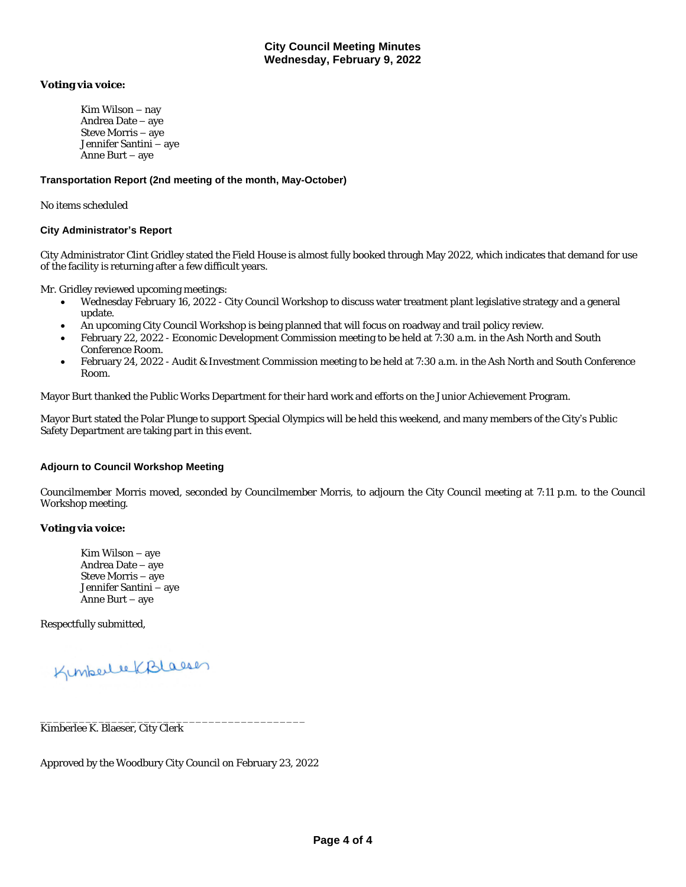**Voting via voice:**

Kim Wilson – nay
Andrea Date – aye
Steve Morris – aye
Jennifer Santini – aye
Anne Burt – aye

### Transportation Report (2nd meeting of the month, May-October)

No items scheduled

### City Administrator's Report

City Administrator Clint Gridley stated the Field House is almost fully booked through May 2022, which indicates that demand for use of the facility is returning after a few difficult years.

Mr. Gridley reviewed upcoming meetings:

- Wednesday February 16, 2022 - City Council Workshop to discuss water treatment plant legislative strategy and a general update.
- An upcoming City Council Workshop is being planned that will focus on roadway and trail policy review.
- February 22, 2022 - Economic Development Commission meeting to be held at 7:30 a.m. in the Ash North and South Conference Room.
- February 24, 2022 - Audit & Investment Commission meeting to be held at 7:30 a.m. in the Ash North and South Conference Room.

Mayor Burt thanked the Public Works Department for their hard work and efforts on the Junior Achievement Program.

Mayor Burt stated the Polar Plunge to support Special Olympics will be held this weekend, and many members of the City's Public Safety Department are taking part in this event.

### Adjourn to Council Workshop Meeting

Councilmember Morris moved, seconded by Councilmember Morris, to adjourn the City Council meeting at 7:11 p.m. to the Council Workshop meeting.

**Voting via voice:**

Kim Wilson – aye
Andrea Date – aye
Steve Morris – aye
Jennifer Santini – aye
Anne Burt – aye

Respectfully submitted,

Kimberlee K Blaeser

\_\_\_\_\_\_\_\_\_\_\_\_\_\_\_\_\_\_\_\_\_\_\_\_\_\_\_\_\_\_\_\_\_\_\_\_\_\_\_\_
Kimberlee K. Blaeser, City Clerk

Approved by the Woodbury City Council on February 23, 2022